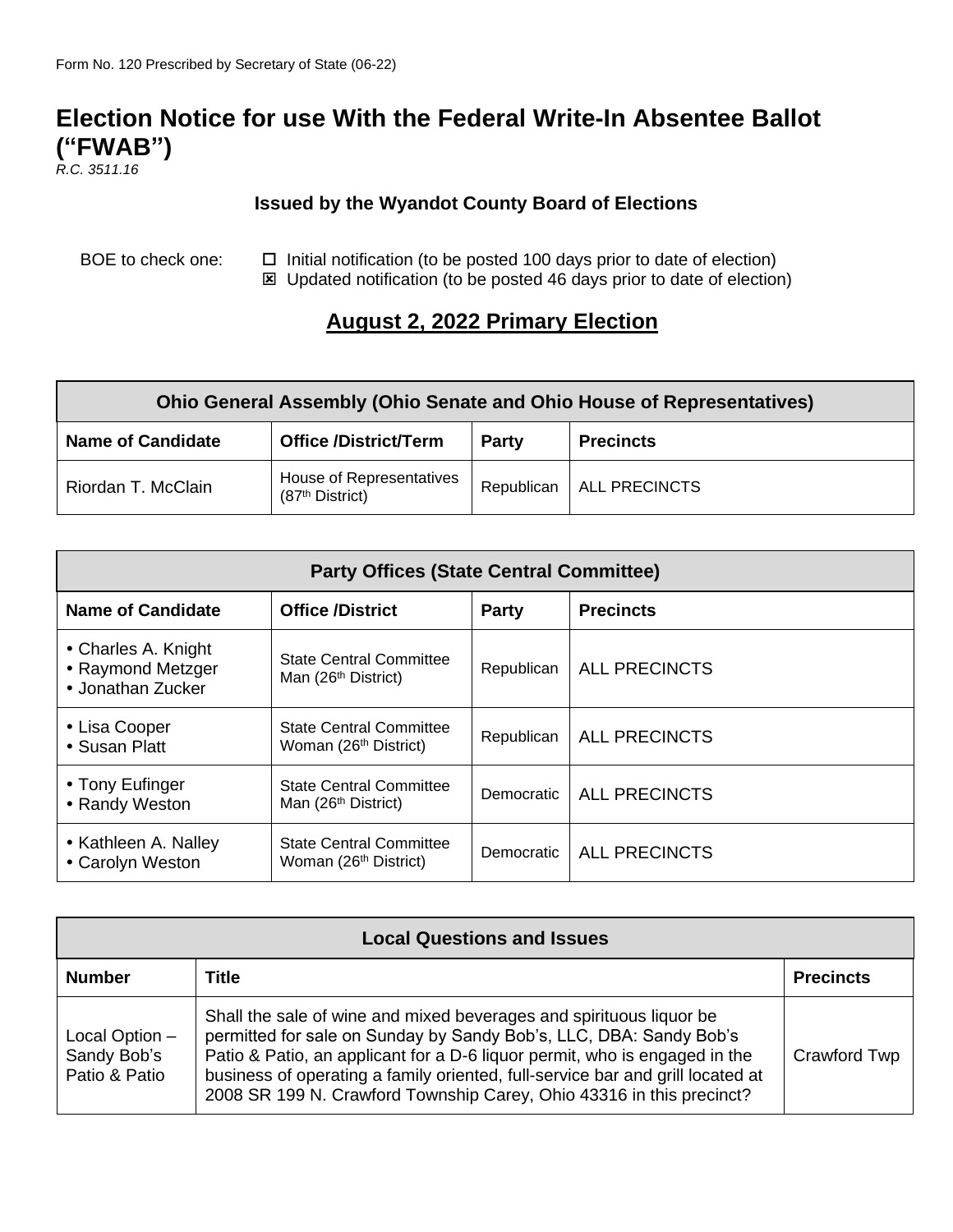Form No. 120 Prescribed by Secretary of State (06-22)

# Election Notice for use With the Federal Write-In Absentee Ballot ("FWAB")

*R.C. 3511.16*

### Issued by the Wyandot County Board of Elections

BOE to check one:

- ☐ Initial notification (to be posted 100 days prior to date of election)
- ☒ Updated notification (to be posted 46 days prior to date of election)

## August 2, 2022 Primary Election

| Ohio General Assembly (Ohio Senate and Ohio House of Representatives) | | | |
|---|---|---|---|
| **Name of Candidate** | **Office /District/Term** | **Party** | **Precincts** |
| Riordan T. McClain | House of Representatives (87th District) | Republican | ALL PRECINCTS |

| Party Offices (State Central Committee) | | | |
|---|---|---|---|
| **Name of Candidate** | **Office /District** | **Party** | **Precincts** |
| • Charles A. Knight<br>• Raymond Metzger<br>• Jonathan Zucker | State Central Committee Man (26th District) | Republican | ALL PRECINCTS |
| • Lisa Cooper<br>• Susan Platt | State Central Committee Woman (26th District) | Republican | ALL PRECINCTS |
| • Tony Eufinger<br>• Randy Weston | State Central Committee Man (26th District) | Democratic | ALL PRECINCTS |
| • Kathleen A. Nalley<br>• Carolyn Weston | State Central Committee Woman (26th District) | Democratic | ALL PRECINCTS |

| Local Questions and Issues | | |
|---|---|---|
| **Number** | **Title** | **Precincts** |
| Local Option – Sandy Bob's Patio & Patio | Shall the sale of wine and mixed beverages and spirituous liquor be permitted for sale on Sunday by Sandy Bob's, LLC, DBA: Sandy Bob's Patio & Patio, an applicant for a D-6 liquor permit, who is engaged in the business of operating a family oriented, full-service bar and grill located at 2008 SR 199 N. Crawford Township Carey, Ohio 43316 in this precinct? | Crawford Twp |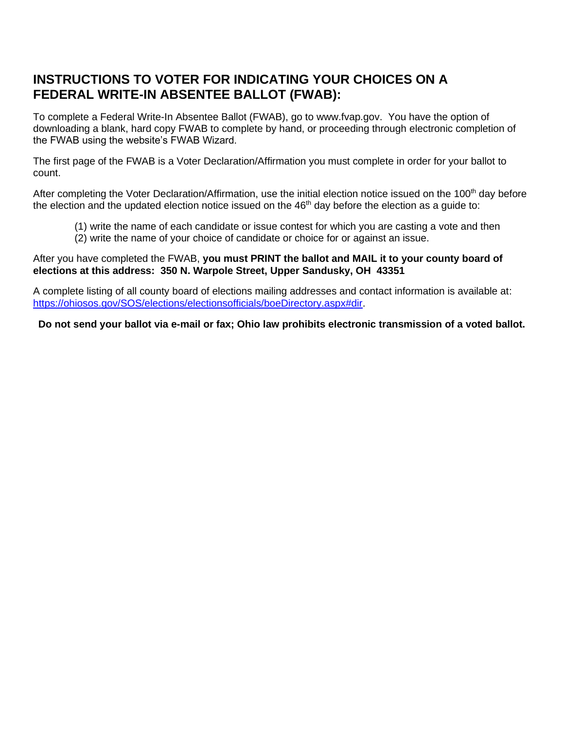## INSTRUCTIONS TO VOTER FOR INDICATING YOUR CHOICES ON A FEDERAL WRITE-IN ABSENTEE BALLOT (FWAB):

To complete a Federal Write-In Absentee Ballot (FWAB), go to www.fvap.gov. You have the option of downloading a blank, hard copy FWAB to complete by hand, or proceeding through electronic completion of the FWAB using the website's FWAB Wizard.

The first page of the FWAB is a Voter Declaration/Affirmation you must complete in order for your ballot to count.

After completing the Voter Declaration/Affirmation, use the initial election notice issued on the 100th day before the election and the updated election notice issued on the 46th day before the election as a guide to:

(1) write the name of each candidate or issue contest for which you are casting a vote and then
(2) write the name of your choice of candidate or choice for or against an issue.

After you have completed the FWAB, **you must PRINT the ballot and MAIL it to your county board of elections at this address: 350 N. Warpole Street, Upper Sandusky, OH 43351**

A complete listing of all county board of elections mailing addresses and contact information is available at: https://ohiosos.gov/SOS/elections/electionsofficials/boeDirectory.aspx#dir.

**Do not send your ballot via e-mail or fax; Ohio law prohibits electronic transmission of a voted ballot.**